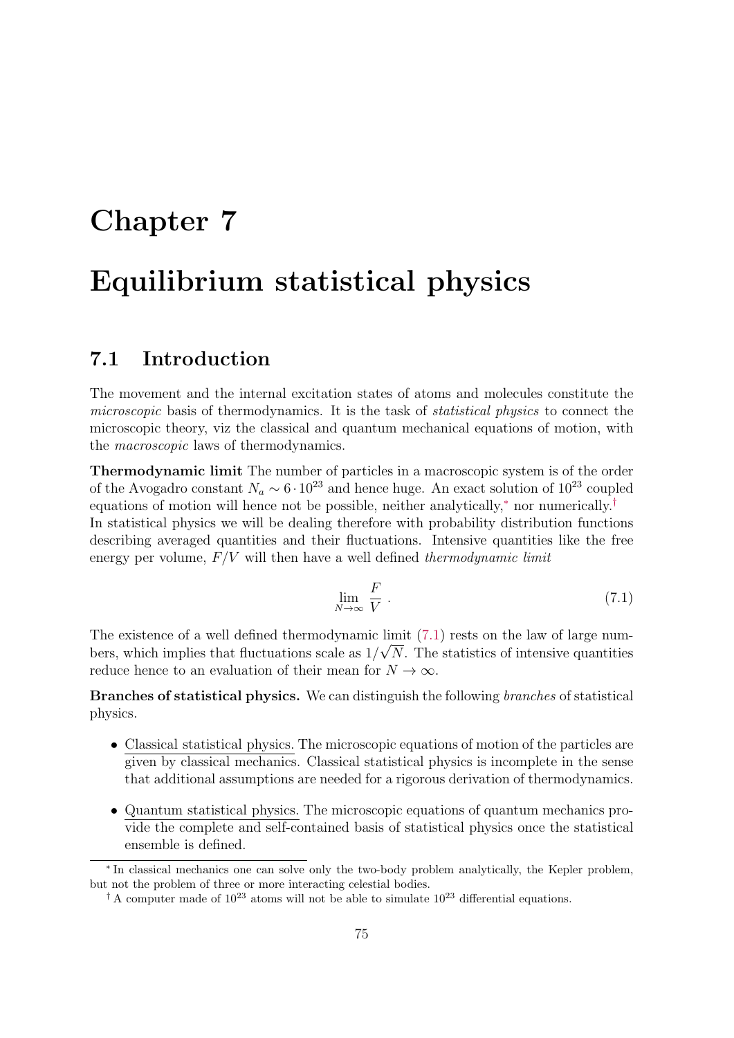# Chapter 7

# Equilibrium statistical physics

## 7.1 Introduction

The movement and the internal excitation states of atoms and molecules constitute the *microscopic* basis of thermodynamics. It is the task of *statistical physics* to connect the microscopic theory, viz the classical and quantum mechanical equations of motion, with the *macroscopic* laws of thermodynamics.

**Thermodynamic limit** The number of particles in a macroscopic system is of the order of the Avogadro constant $N_a \sim 6 \cdot 10^{23}$ and hence huge. An exact solution of $10^{23}$ coupled equations of motion will hence not be possible, neither analytically,* nor numerically.†
In statistical physics we will be dealing therefore with probability distribution functions describing averaged quantities and their fluctuations. Intensive quantities like the free energy per volume, $F/V$ will then have a well defined *thermodynamic limit*

$$\lim_{N\to\infty} \frac{F}{V} \ . \tag{7.1}$$

The existence of a well defined thermodynamic limit (7.1) rests on the law of large numbers, which implies that fluctuations scale as $1/\sqrt{N}$. The statistics of intensive quantities reduce hence to an evaluation of their mean for $N \to \infty$.

**Branches of statistical physics.** We can distinguish the following *branches* of statistical physics.

- Classical statistical physics. The microscopic equations of motion of the particles are given by classical mechanics. Classical statistical physics is incomplete in the sense that additional assumptions are needed for a rigorous derivation of thermodynamics.

- Quantum statistical physics. The microscopic equations of quantum mechanics provide the complete and self-contained basis of statistical physics once the statistical ensemble is defined.

---

\* In classical mechanics one can solve only the two-body problem analytically, the Kepler problem, but not the problem of three or more interacting celestial bodies.

† A computer made of $10^{23}$ atoms will not be able to simulate $10^{23}$ differential equations.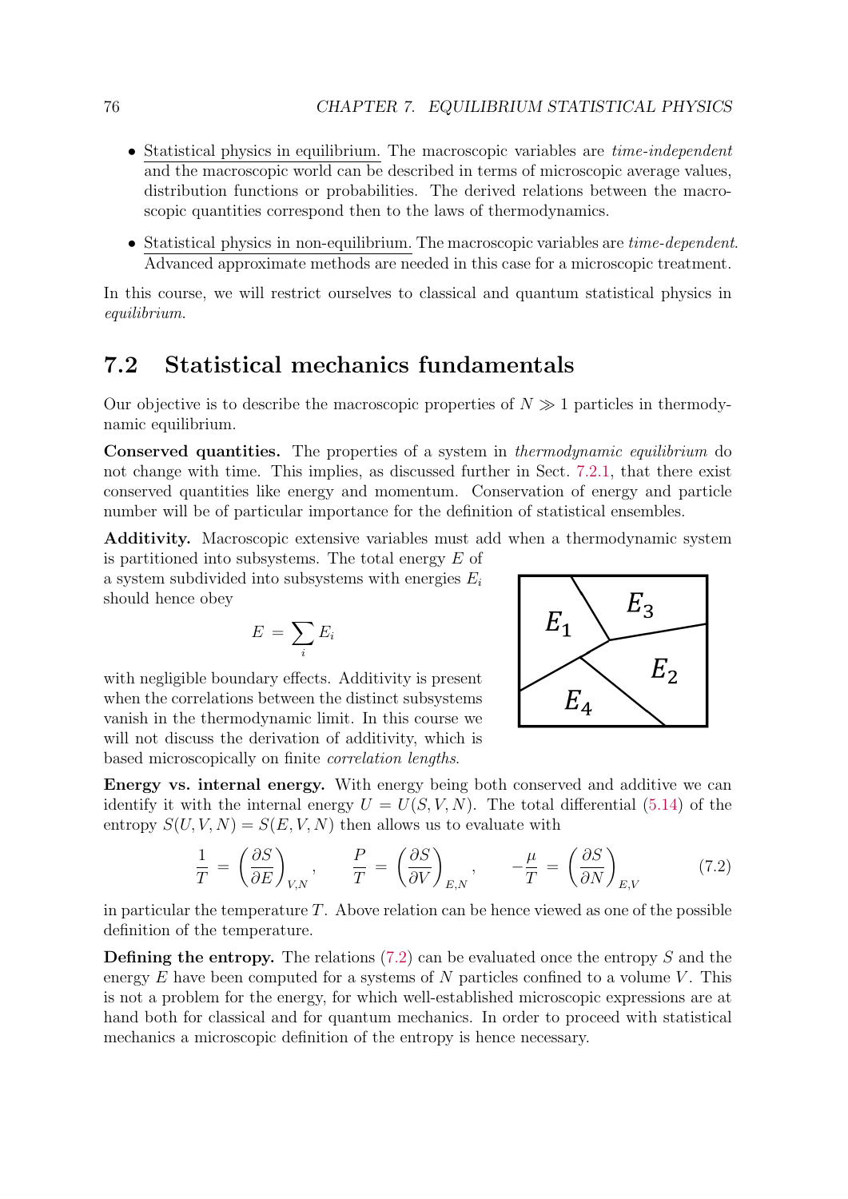- Statistical physics in equilibrium. The macroscopic variables are *time-independent* and the macroscopic world can be described in terms of microscopic average values, distribution functions or probabilities. The derived relations between the macroscopic quantities correspond then to the laws of thermodynamics.
- Statistical physics in non-equilibrium. The macroscopic variables are *time-dependent*. Advanced approximate methods are needed in this case for a microscopic treatment.

In this course, we will restrict ourselves to classical and quantum statistical physics in *equilibrium*.

## 7.2 Statistical mechanics fundamentals

Our objective is to describe the macroscopic properties of $N \gg 1$ particles in thermodynamic equilibrium.

**Conserved quantities.** The properties of a system in *thermodynamic equilibrium* do not change with time. This implies, as discussed further in Sect. 7.2.1, that there exist conserved quantities like energy and momentum. Conservation of energy and particle number will be of particular importance for the definition of statistical ensembles.

**Additivity.** Macroscopic extensive variables must add when a thermodynamic system is partitioned into subsystems. The total energy $E$ of a system subdivided into subsystems with energies $E_i$ should hence obey

$$E = \sum_i E_i$$

with negligible boundary effects. Additivity is present when the correlations between the distinct subsystems vanish in the thermodynamic limit. In this course we will not discuss the derivation of additivity, which is based microscopically on finite *correlation lengths*.

**Energy vs. internal energy.** With energy being both conserved and additive we can identify it with the internal energy $U = U(S, V, N)$. The total differential (5.14) of the entropy $S(U, V, N) = S(E, V, N)$ then allows us to evaluate with

$$\frac{1}{T} = \left(\frac{\partial S}{\partial E}\right)_{V,N}, \qquad \frac{P}{T} = \left(\frac{\partial S}{\partial V}\right)_{E,N}, \qquad -\frac{\mu}{T} = \left(\frac{\partial S}{\partial N}\right)_{E,V} \tag{7.2}$$

in particular the temperature $T$. Above relation can be hence viewed as one of the possible definition of the temperature.

**Defining the entropy.** The relations (7.2) can be evaluated once the entropy $S$ and the energy $E$ have been computed for a systems of $N$ particles confined to a volume $V$. This is not a problem for the energy, for which well-established microscopic expressions are at hand both for classical and for quantum mechanics. In order to proceed with statistical mechanics a microscopic definition of the entropy is hence necessary.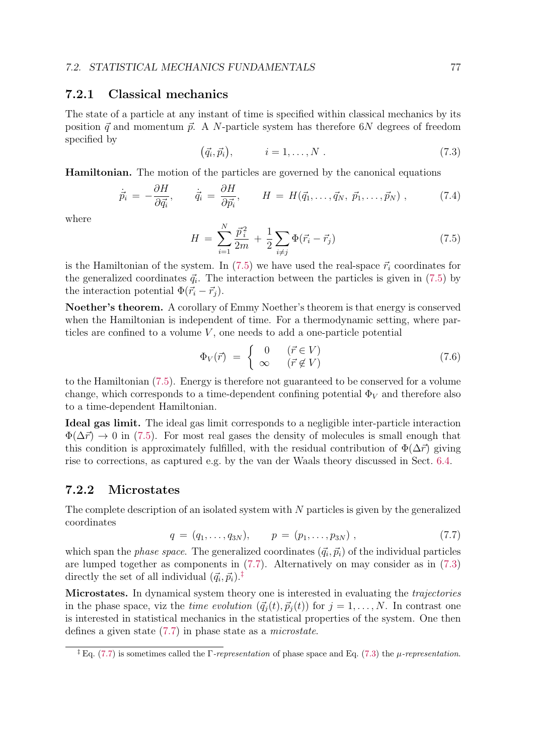### 7.2.1 Classical mechanics

The state of a particle at any instant of time is specified within classical mechanics by its position $\vec{q}$ and momentum $\vec{p}$. A $N$-particle system has therefore $6N$ degrees of freedom specified by

$$(\vec{q}_i, \vec{p}_i), \qquad i = 1, \ldots, N \,. \tag{7.3}$$

**Hamiltonian.** The motion of the particles are governed by the canonical equations

$$\dot{\vec{p}}_i \,=\, -\frac{\partial H}{\partial \vec{q}_i}, \qquad \dot{\vec{q}}_i \,=\, \frac{\partial H}{\partial \vec{p}_i}, \qquad H \,=\, H(\vec{q}_1, \ldots, \vec{q}_N,\, \vec{p}_1, \ldots, \vec{p}_N) \,, \tag{7.4}$$

where

$$H \,=\, \sum_{i=1}^{N} \frac{\vec{p}_i^{\,2}}{2m} \,+\, \frac{1}{2}\sum_{i \neq j} \Phi(\vec{r}_i - \vec{r}_j) \tag{7.5}$$

is the Hamiltonian of the system. In (7.5) we have used the real-space $\vec{r}_i$ coordinates for the generalized coordinates $\vec{q}_i$. The interaction between the particles is given in (7.5) by the interaction potential $\Phi(\vec{r}_i - \vec{r}_j)$.

**Noether's theorem.** A corollary of Emmy Noether's theorem is that energy is conserved when the Hamiltonian is independent of time. For a thermodynamic setting, where particles are confined to a volume $V$, one needs to add a one-particle potential

$$\Phi_V(\vec{r}) \,=\, \left\{ \begin{array}{ll} 0 & (\vec{r} \in V) \\ \infty & (\vec{r} \notin V) \end{array} \right. \tag{7.6}$$

to the Hamiltonian (7.5). Energy is therefore not guaranteed to be conserved for a volume change, which corresponds to a time-dependent confining potential $\Phi_V$ and therefore also to a time-dependent Hamiltonian.

**Ideal gas limit.** The ideal gas limit corresponds to a negligible inter-particle interaction $\Phi(\Delta\vec{r}) \to 0$ in (7.5). For most real gases the density of molecules is small enough that this condition is approximately fulfilled, with the residual contribution of $\Phi(\Delta\vec{r})$ giving rise to corrections, as captured e.g. by the van der Waals theory discussed in Sect. 6.4.

### 7.2.2 Microstates

The complete description of an isolated system with $N$ particles is given by the generalized coordinates

$$q \,=\, (q_1, \ldots, q_{3N}), \qquad p \,=\, (p_1, \ldots, p_{3N}) \,, \tag{7.7}$$

which span the *phase space*. The generalized coordinates $(\vec{q}_i, \vec{p}_i)$ of the individual particles are lumped together as components in (7.7). Alternatively on may consider as in (7.3) directly the set of all individual $(\vec{q}_i, \vec{p}_i)$.[‡]

**Microstates.** In dynamical system theory one is interested in evaluating the *trajectories* in the phase space, viz the *time evolution* $(\vec{q}_j(t), \vec{p}_j(t))$ for $j = 1, \ldots, N$. In contrast one is interested in statistical mechanics in the statistical properties of the system. One then defines a given state (7.7) in phase state as a *microstate*.

[‡] Eq. (7.7) is sometimes called the $\Gamma$-*representation* of phase space and Eq. (7.3) the $\mu$-*representation*.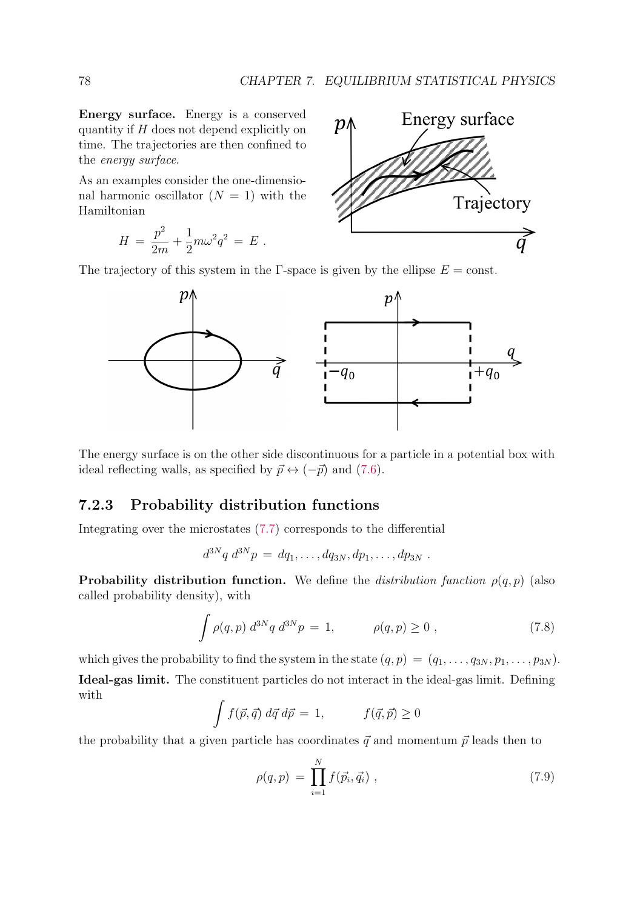**Energy surface.** Energy is a conserved quantity if $H$ does not depend explicitly on time. The trajectories are then confined to the *energy surface*.

As an examples consider the one-dimensional harmonic oscillator ($N = 1$) with the Hamiltonian

$$H = \frac{p^2}{2m} + \frac{1}{2}m\omega^2 q^2 = E .$$

The trajectory of this system in the $\Gamma$-space is given by the ellipse $E = \text{const}$.

The energy surface is on the other side discontinuous for a particle in a potential box with ideal reflecting walls, as specified by $\vec{p} \leftrightarrow (-\vec{p})$ and (7.6).

### 7.2.3 Probability distribution functions

Integrating over the microstates (7.7) corresponds to the differential

$$d^{3N}q \; d^{3N}p = dq_1, \ldots, dq_{3N}, dp_1, \ldots, dp_{3N} .$$

**Probability distribution function.** We define the *distribution function* $\rho(q,p)$ (also called probability density), with

$$\int \rho(q,p) \; d^{3N}q \; d^{3N}p = 1, \qquad \rho(q,p) \geq 0 , \tag{7.8}$$

which gives the probability to find the system in the state $(q,p) = (q_1, \ldots, q_{3N}, p_1, \ldots, p_{3N})$.

**Ideal-gas limit.** The constituent particles do not interact in the ideal-gas limit. Defining with

$$\int f(\vec{p}, \vec{q}) \; d\vec{q} \, d\vec{p} = 1, \qquad f(\vec{q}, \vec{p}) \geq 0$$

the probability that a given particle has coordinates $\vec{q}$ and momentum $\vec{p}$ leads then to

$$\rho(q,p) = \prod_{i=1}^{N} f(\vec{p}_i, \vec{q}_i) , \tag{7.9}$$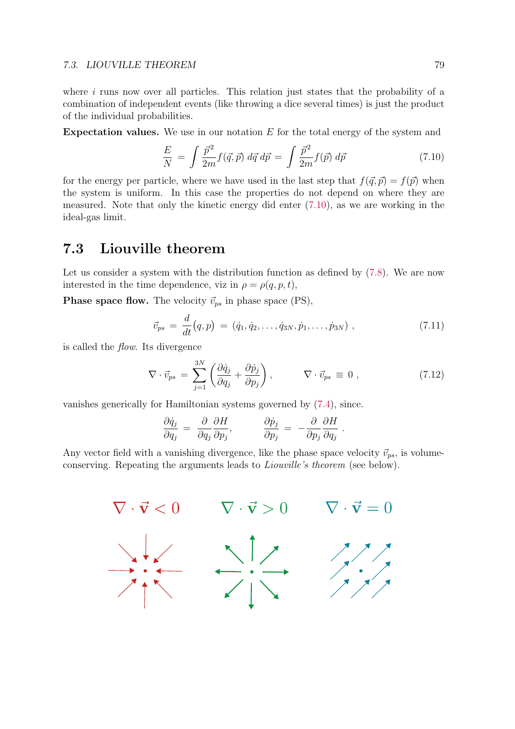where $i$ runs now over all particles. This relation just states that the probability of a combination of independent events (like throwing a dice several times) is just the product of the individual probabilities.

**Expectation values.** We use in our notation $E$ for the total energy of the system and

$$\frac{E}{N} = \int \frac{\vec{p}^2}{2m} f(\vec{q}, \vec{p}) \, d\vec{q} \, d\vec{p} = \int \frac{\vec{p}^2}{2m} f(\vec{p}) \, d\vec{p} \tag{7.10}$$

for the energy per particle, where we have used in the last step that $f(\vec{q}, \vec{p}) = f(\vec{p})$ when the system is uniform. In this case the properties do not depend on where they are measured. Note that only the kinetic energy did enter (7.10), as we are working in the ideal-gas limit.

## 7.3 Liouville theorem

Let us consider a system with the distribution function as defined by (7.8). We are now interested in the time dependence, viz in $\rho = \rho(q, p, t)$,

**Phase space flow.** The velocity $\vec{v}_{ps}$ in phase space (PS),

$$\vec{v}_{ps} = \frac{d}{dt}(q, p) = (\dot{q}_1, \dot{q}_2, \ldots, \dot{q}_{3N}, \dot{p}_1, \ldots, \dot{p}_{3N}) , \tag{7.11}$$

is called the *flow*. Its divergence

$$\nabla \cdot \vec{v}_{ps} = \sum_{j=1}^{3N} \left( \frac{\partial \dot{q}_j}{\partial q_j} + \frac{\partial \dot{p}_j}{\partial p_j} \right) , \qquad \nabla \cdot \vec{v}_{ps} \equiv 0 , \tag{7.12}$$

vanishes generically for Hamiltonian systems governed by (7.4), since.

$$\frac{\partial \dot{q}_j}{\partial q_j} = \frac{\partial}{\partial q_j} \frac{\partial H}{\partial p_j}, \qquad \frac{\partial \dot{p}_j}{\partial p_j} = -\frac{\partial}{\partial p_j} \frac{\partial H}{\partial q_j} .$$

Any vector field with a vanishing divergence, like the phase space velocity $\vec{v}_{ps}$, is volume-conserving. Repeating the arguments leads to *Liouville's theorem* (see below).

$\nabla \cdot \vec{\mathbf{v}} < 0$ $\qquad$ $\nabla \cdot \vec{\mathbf{v}} > 0$ $\qquad$ $\nabla \cdot \vec{\mathbf{v}} = 0$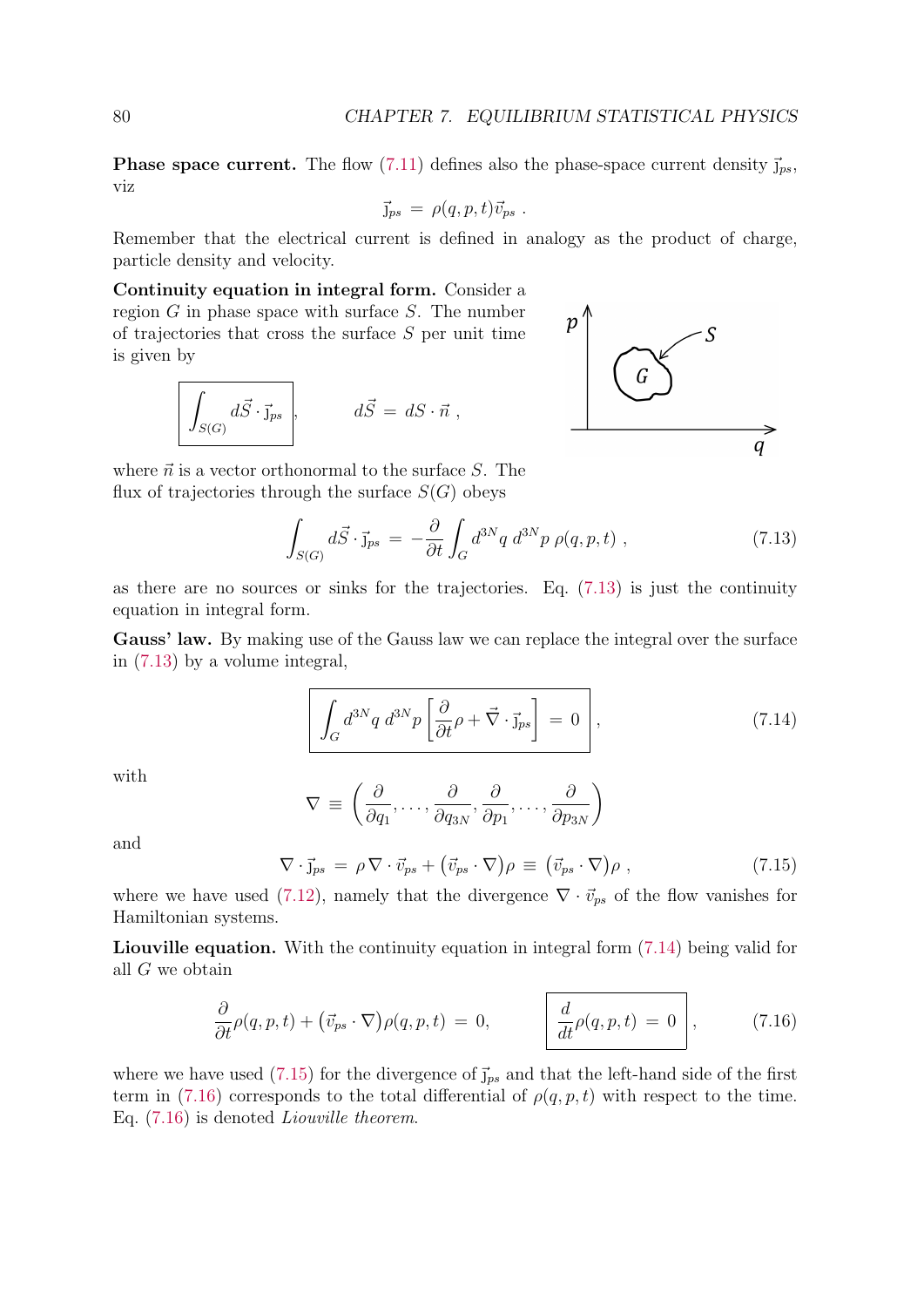**Phase space current.** The flow (7.11) defines also the phase-space current density $\vec{\jmath}_{ps}$, viz

$$\vec{\jmath}_{ps} \;=\; \rho(q,p,t)\vec{v}_{ps} \;.$$

Remember that the electrical current is defined in analogy as the product of charge, particle density and velocity.

**Continuity equation in integral form.** Consider a region $G$ in phase space with surface $S$. The number of trajectories that cross the surface $S$ per unit time is given by

$$\boxed{\int_{S(G)} d\vec{S}\cdot\vec{\jmath}_{ps}}, \qquad d\vec{S} \;=\; dS\cdot\vec{n}\;,$$

where $\vec{n}$ is a vector orthonormal to the surface $S$. The flux of trajectories through the surface $S(G)$ obeys

$$\int_{S(G)} d\vec{S}\cdot\vec{\jmath}_{ps} \;=\; -\frac{\partial}{\partial t}\int_G d^{3N}q\; d^{3N}p\; \rho(q,p,t)\;, \tag{7.13}$$

as there are no sources or sinks for the trajectories. Eq. (7.13) is just the continuity equation in integral form.

**Gauss' law.** By making use of the Gauss law we can replace the integral over the surface in (7.13) by a volume integral,

$$\boxed{\int_G d^{3N}q\; d^{3N}p\left[\frac{\partial}{\partial t}\rho + \vec{\nabla}\cdot\vec{\jmath}_{ps}\right] \;=\; 0}\;, \tag{7.14}$$

with

$$\nabla \;\equiv\; \left(\frac{\partial}{\partial q_1},\ldots,\frac{\partial}{\partial q_{3N}},\frac{\partial}{\partial p_1},\ldots,\frac{\partial}{\partial p_{3N}}\right)$$

and

$$\nabla\cdot\vec{\jmath}_{ps} \;=\; \rho\,\nabla\cdot\vec{v}_{ps} + \left(\vec{v}_{ps}\cdot\nabla\right)\rho \;\equiv\; \left(\vec{v}_{ps}\cdot\nabla\right)\rho\;, \tag{7.15}$$

where we have used (7.12), namely that the divergence $\nabla\cdot\vec{v}_{ps}$ of the flow vanishes for Hamiltonian systems.

**Liouville equation.** With the continuity equation in integral form (7.14) being valid for all $G$ we obtain

$$\frac{\partial}{\partial t}\rho(q,p,t) + \left(\vec{v}_{ps}\cdot\nabla\right)\rho(q,p,t) \;=\; 0, \qquad \boxed{\frac{d}{dt}\rho(q,p,t) \;=\; 0}\;, \tag{7.16}$$

where we have used (7.15) for the divergence of $\vec{\jmath}_{ps}$ and that the left-hand side of the first term in (7.16) corresponds to the total differential of $\rho(q,p,t)$ with respect to the time. Eq. (7.16) is denoted *Liouville theorem*.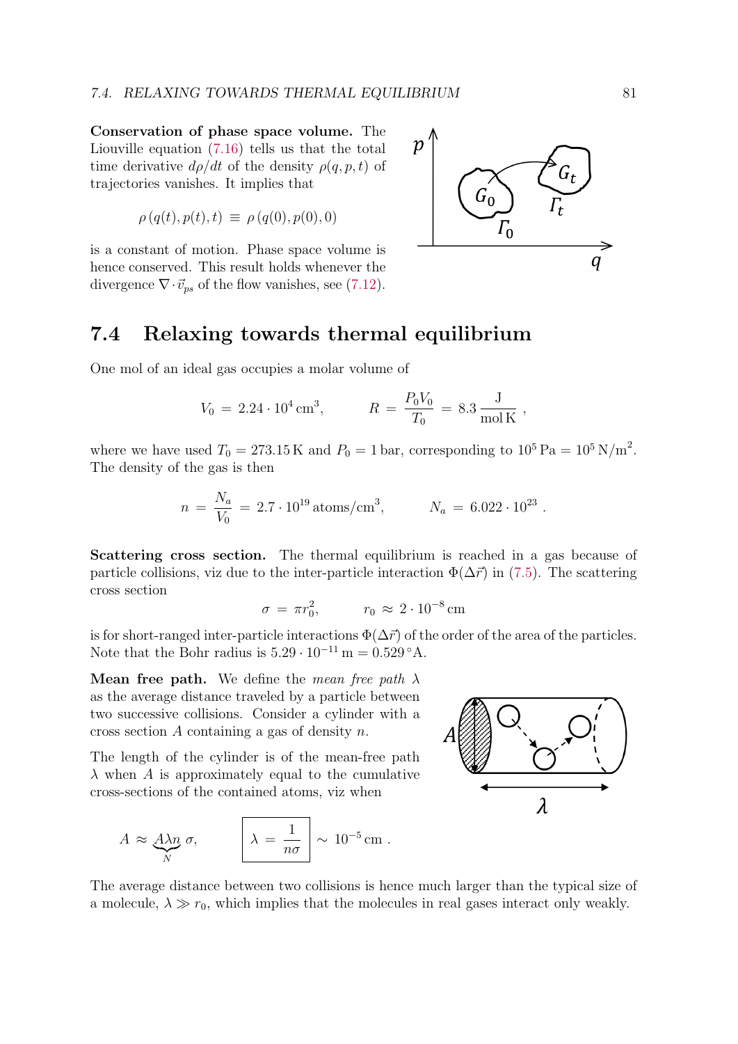**Conservation of phase space volume.** The Liouville equation (7.16) tells us that the total time derivative $d\rho/dt$ of the density $\rho(q,p,t)$ of trajectories vanishes. It implies that

$$\rho\,(q(t),p(t),t) \;\equiv\; \rho\,(q(0),p(0),0)$$

is a constant of motion. Phase space volume is hence conserved. This result holds whenever the divergence $\nabla\cdot\vec{v}_{ps}$ of the flow vanishes, see (7.12).

## 7.4 Relaxing towards thermal equilibrium

One mol of an ideal gas occupies a molar volume of

$$V_0 \;=\; 2.24\cdot 10^4\,\mathrm{cm}^3, \qquad\qquad R \;=\; \frac{P_0 V_0}{T_0} \;=\; 8.3\,\frac{\mathrm{J}}{\mathrm{mol\,K}}\;,$$

where we have used $T_0 = 273.15\,\mathrm{K}$ and $P_0 = 1\,\mathrm{bar}$, corresponding to $10^5\,\mathrm{Pa} = 10^5\,\mathrm{N/m}^2$. The density of the gas is then

$$n \;=\; \frac{N_a}{V_0} \;=\; 2.7\cdot 10^{19}\,\mathrm{atoms/cm}^3, \qquad\qquad N_a \;=\; 6.022\cdot 10^{23}\;.$$

**Scattering cross section.** The thermal equilibrium is reached in a gas because of particle collisions, viz due to the inter-particle interaction $\Phi(\Delta\vec{r})$ in (7.5). The scattering cross section

$$\sigma \;=\; \pi r_0^2, \qquad\qquad r_0 \;\approx\; 2\cdot 10^{-8}\,\mathrm{cm}$$

is for short-ranged inter-particle interactions $\Phi(\Delta\vec{r})$ of the order of the area of the particles. Note that the Bohr radius is $5.29\cdot 10^{-11}\,\mathrm{m} = 0.529\,\mathrm{°A}$.

**Mean free path.** We define the *mean free path* $\lambda$ as the average distance traveled by a particle between two successive collisions. Consider a cylinder with a cross section $A$ containing a gas of density $n$.

The length of the cylinder is of the mean-free path $\lambda$ when $A$ is approximately equal to the cumulative cross-sections of the contained atoms, viz when

$$A \;\approx\; \underbrace{A\lambda n}_{N}\,\sigma, \qquad\qquad \boxed{\lambda \;=\; \frac{1}{n\sigma}} \;\sim\; 10^{-5}\,\mathrm{cm}\;.$$

The average distance between two collisions is hence much larger than the typical size of a molecule, $\lambda \gg r_0$, which implies that the molecules in real gases interact only weakly.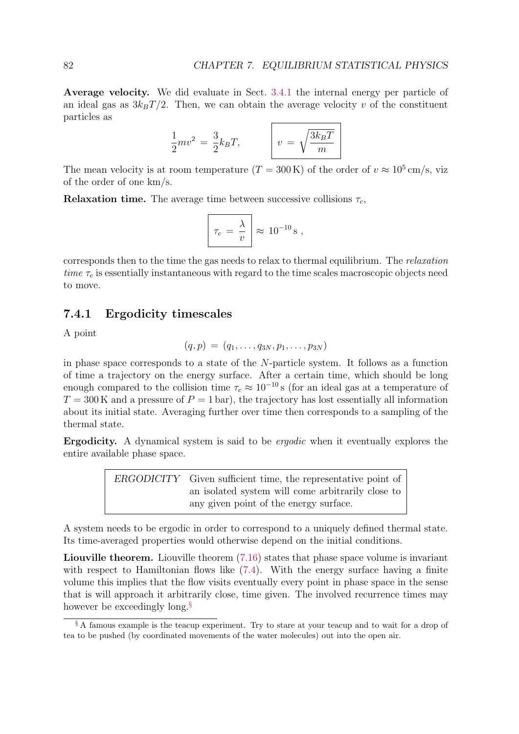**Average velocity.** We did evaluate in Sect. 3.4.1 the internal energy per particle of an ideal gas as $3k_BT/2$. Then, we can obtain the average velocity $v$ of the constituent particles as

$$\frac{1}{2}mv^2 = \frac{3}{2}k_BT, \qquad \boxed{v = \sqrt{\frac{3k_BT}{m}}}$$

The mean velocity is at room temperature ($T = 300\,\mathrm{K}$) of the order of $v \approx 10^5\,\mathrm{cm/s}$, viz of the order of one km/s.

**Relaxation time.** The average time between successive collisions $\tau_c$,

$$\boxed{\tau_c = \frac{\lambda}{v}} \approx 10^{-10}\,\mathrm{s}\,,$$

corresponds then to the time the gas needs to relax to thermal equilibrium. The *relaxation time* $\tau_c$ is essentially instantaneous with regard to the time scales macroscopic objects need to move.

### 7.4.1 Ergodicity timescales

A point

$$(q,p) = (q_1,\ldots,q_{3N},p_1,\ldots,p_{3N})$$

in phase space corresponds to a state of the $N$-particle system. It follows as a function of time a trajectory on the energy surface. After a certain time, which should be long enough compared to the collision time $\tau_c \approx 10^{-10}\,\mathrm{s}$ (for an ideal gas at a temperature of $T = 300\,\mathrm{K}$ and a pressure of $P = 1\,\mathrm{bar}$), the trajectory has lost essentially all information about its initial state. Averaging further over time then corresponds to a sampling of the thermal state.

**Ergodicity.** A dynamical system is said to be *ergodic* when it eventually explores the entire available phase space.

| | |
|---|---|
| *ERGODICITY* | Given sufficient time, the representative point of an isolated system will come arbitrarily close to any given point of the energy surface. |

A system needs to be ergodic in order to correspond to a uniquely defined thermal state. Its time-averaged properties would otherwise depend on the initial conditions.

**Liouville theorem.** Liouville theorem (7.16) states that phase space volume is invariant with respect to Hamiltonian flows like (7.4). With the energy surface having a finite volume this implies that the flow visits eventually every point in phase space in the sense that is will approach it arbitrarily close, time given. The involved recurrence times may however be exceedingly long.[§]

[§] A famous example is the teacup experiment. Try to stare at your teacup and to wait for a drop of tea to be pushed (by coordinated movements of the water molecules) out into the open air.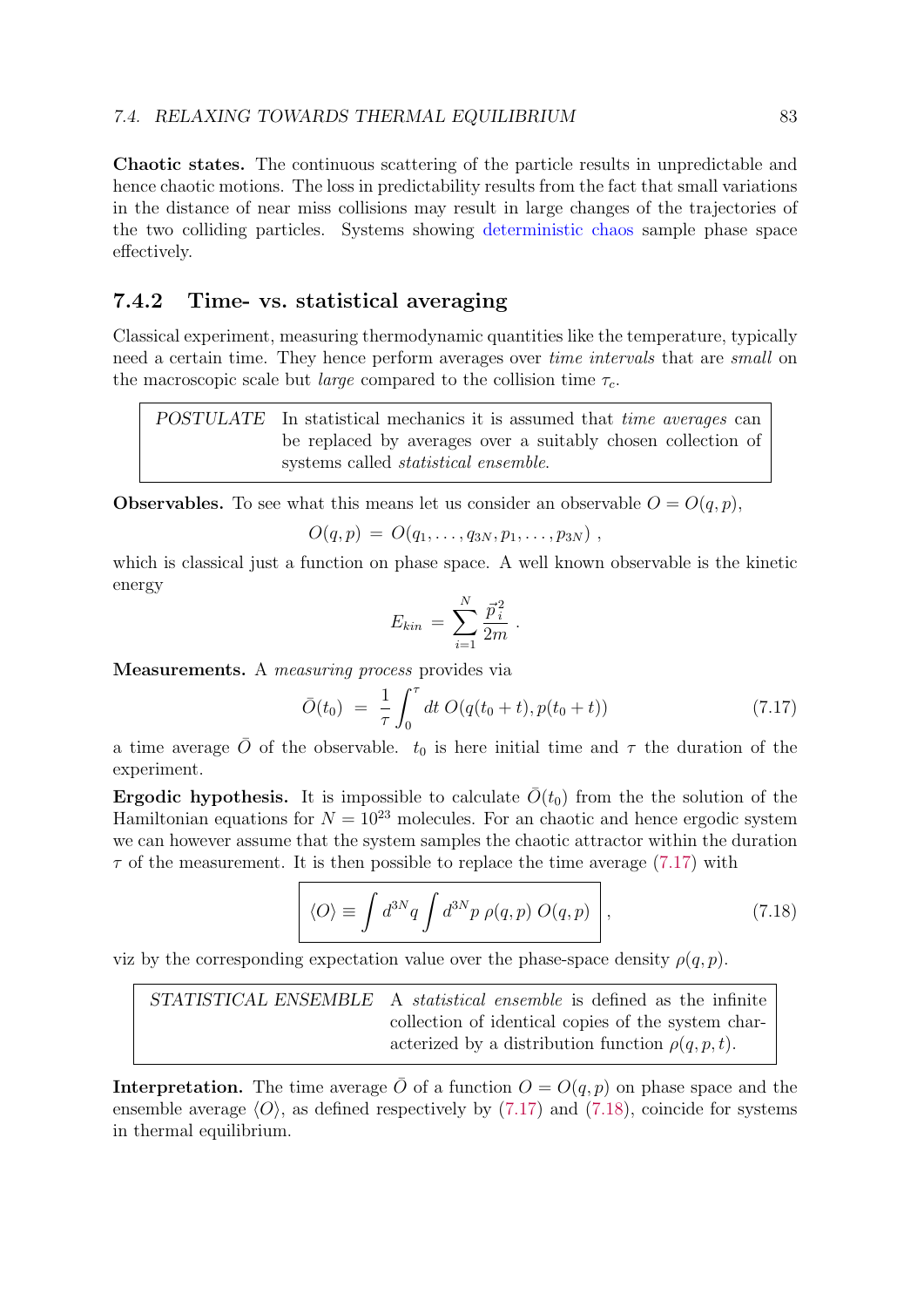**Chaotic states.** The continuous scattering of the particle results in unpredictable and hence chaotic motions. The loss in predictability results from the fact that small variations in the distance of near miss collisions may result in large changes of the trajectories of the two colliding particles. Systems showing deterministic chaos sample phase space effectively.

### 7.4.2 Time- vs. statistical averaging

Classical experiment, measuring thermodynamic quantities like the temperature, typically need a certain time. They hence perform averages over *time intervals* that are *small* on the macroscopic scale but *large* compared to the collision time $\tau_c$.

> *POSTULATE* In statistical mechanics it is assumed that *time averages* can be replaced by averages over a suitably chosen collection of systems called *statistical ensemble*.

**Observables.** To see what this means let us consider an observable $O = O(q,p)$,

$$O(q,p) \;=\; O(q_1,\dots,q_{3N},p_1,\dots,p_{3N}) \;,$$

which is classical just a function on phase space. A well known observable is the kinetic energy

$$E_{kin} \;=\; \sum_{i=1}^{N} \frac{\vec{p}_i^{\,2}}{2m} \;.$$

**Measurements.** A *measuring process* provides via

$$\bar{O}(t_0) \;=\; \frac{1}{\tau}\int_0^\tau dt\; O(q(t_0+t),p(t_0+t)) \tag{7.17}$$

a time average $\bar{O}$ of the observable. $t_0$ is here initial time and $\tau$ the duration of the experiment.

**Ergodic hypothesis.** It is impossible to calculate $\bar{O}(t_0)$ from the the solution of the Hamiltonian equations for $N = 10^{23}$ molecules. For an chaotic and hence ergodic system we can however assume that the system samples the chaotic attractor within the duration $\tau$ of the measurement. It is then possible to replace the time average (7.17) with

$$\boxed{\langle O\rangle \equiv \int d^{3N}q \int d^{3N}p\; \rho(q,p)\; O(q,p)} \;, \tag{7.18}$$

viz by the corresponding expectation value over the phase-space density $\rho(q,p)$.

> *STATISTICAL ENSEMBLE* A *statistical ensemble* is defined as the infinite collection of identical copies of the system characterized by a distribution function $\rho(q,p,t)$.

**Interpretation.** The time average $\bar{O}$ of a function $O = O(q,p)$ on phase space and the ensemble average $\langle O\rangle$, as defined respectively by (7.17) and (7.18), coincide for systems in thermal equilibrium.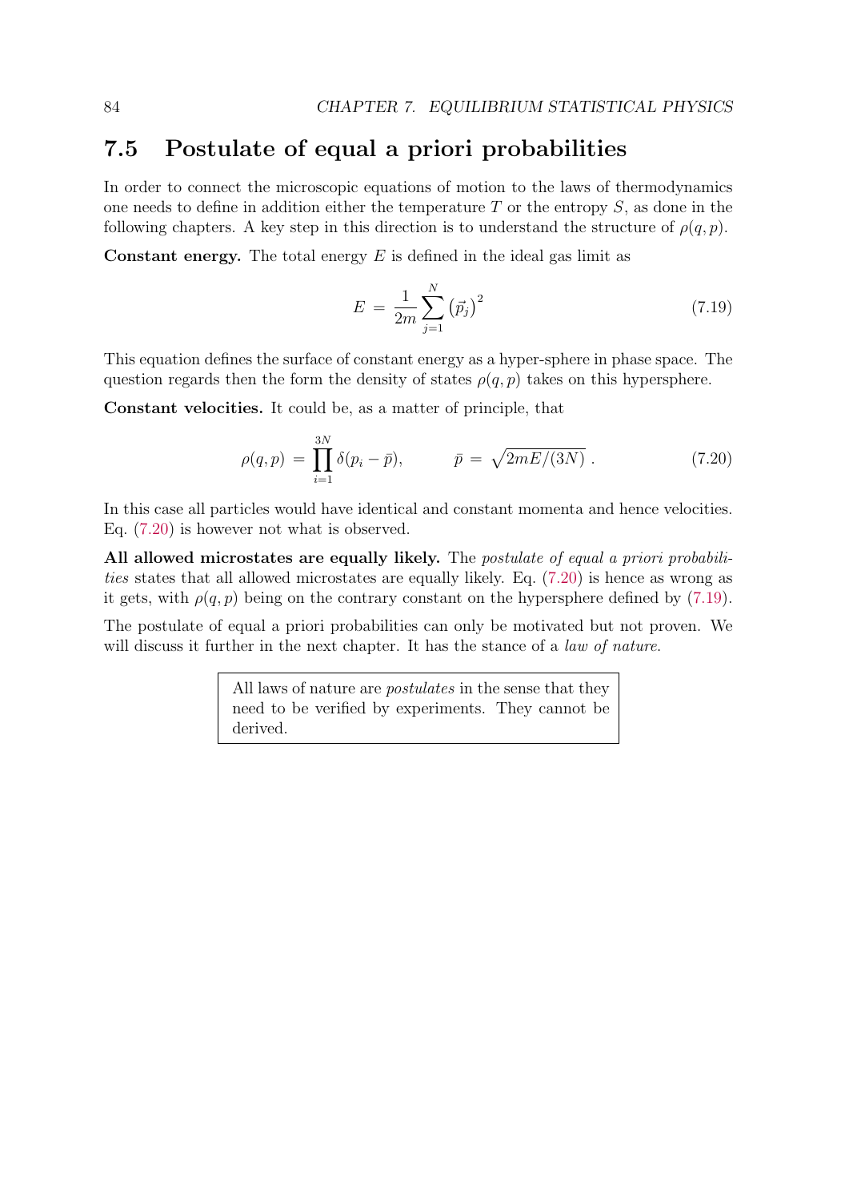## 7.5 Postulate of equal a priori probabilities

In order to connect the microscopic equations of motion to the laws of thermodynamics one needs to define in addition either the temperature $T$ or the entropy $S$, as done in the following chapters. A key step in this direction is to understand the structure of $\rho(q,p)$.

**Constant energy.** The total energy $E$ is defined in the ideal gas limit as

$$E \;=\; \frac{1}{2m}\sum_{j=1}^{N}\left(\vec{p}_j\right)^2 \tag{7.19}$$

This equation defines the surface of constant energy as a hyper-sphere in phase space. The question regards then the form the density of states $\rho(q,p)$ takes on this hypersphere.

**Constant velocities.** It could be, as a matter of principle, that

$$\rho(q,p) \;=\; \prod_{i=1}^{3N}\delta(p_i-\bar{p}), \qquad\qquad \bar{p} \;=\; \sqrt{2mE/(3N)}\;. \tag{7.20}$$

In this case all particles would have identical and constant momenta and hence velocities. Eq. (7.20) is however not what is observed.

**All allowed microstates are equally likely.** The *postulate of equal a priori probabilities* states that all allowed microstates are equally likely. Eq. (7.20) is hence as wrong as it gets, with $\rho(q,p)$ being on the contrary constant on the hypersphere defined by (7.19).

The postulate of equal a priori probabilities can only be motivated but not proven. We will discuss it further in the next chapter. It has the stance of a *law of nature*.

> All laws of nature are *postulates* in the sense that they need to be verified by experiments. They cannot be derived.